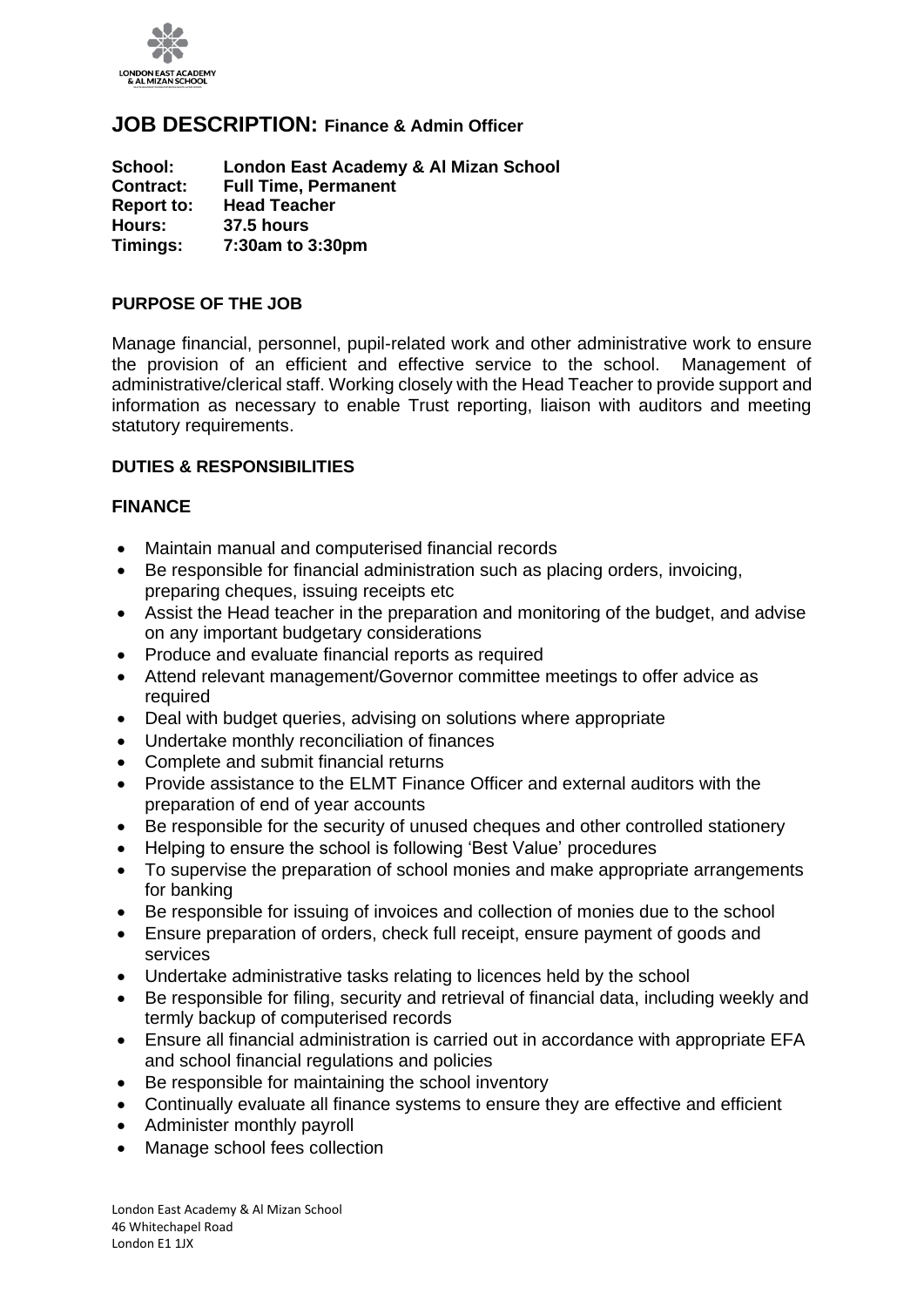# JOB DESCRIPTION: Finance & Admin Officer

**School:** London East Academy & Al Mizan School
**Contract:** Full Time, Permanent
**Report to:** Head Teacher
**Hours:** 37.5 hours
**Timings:** 7:30am to 3:30pm

## PURPOSE OF THE JOB

Manage financial, personnel, pupil-related work and other administrative work to ensure the provision of an efficient and effective service to the school. Management of administrative/clerical staff. Working closely with the Head Teacher to provide support and information as necessary to enable Trust reporting, liaison with auditors and meeting statutory requirements.

## DUTIES & RESPONSIBILITIES

### FINANCE

- Maintain manual and computerised financial records
- Be responsible for financial administration such as placing orders, invoicing, preparing cheques, issuing receipts etc
- Assist the Head teacher in the preparation and monitoring of the budget, and advise on any important budgetary considerations
- Produce and evaluate financial reports as required
- Attend relevant management/Governor committee meetings to offer advice as required
- Deal with budget queries, advising on solutions where appropriate
- Undertake monthly reconciliation of finances
- Complete and submit financial returns
- Provide assistance to the ELMT Finance Officer and external auditors with the preparation of end of year accounts
- Be responsible for the security of unused cheques and other controlled stationery
- Helping to ensure the school is following 'Best Value' procedures
- To supervise the preparation of school monies and make appropriate arrangements for banking
- Be responsible for issuing of invoices and collection of monies due to the school
- Ensure preparation of orders, check full receipt, ensure payment of goods and services
- Undertake administrative tasks relating to licences held by the school
- Be responsible for filing, security and retrieval of financial data, including weekly and termly backup of computerised records
- Ensure all financial administration is carried out in accordance with appropriate EFA and school financial regulations and policies
- Be responsible for maintaining the school inventory
- Continually evaluate all finance systems to ensure they are effective and efficient
- Administer monthly payroll
- Manage school fees collection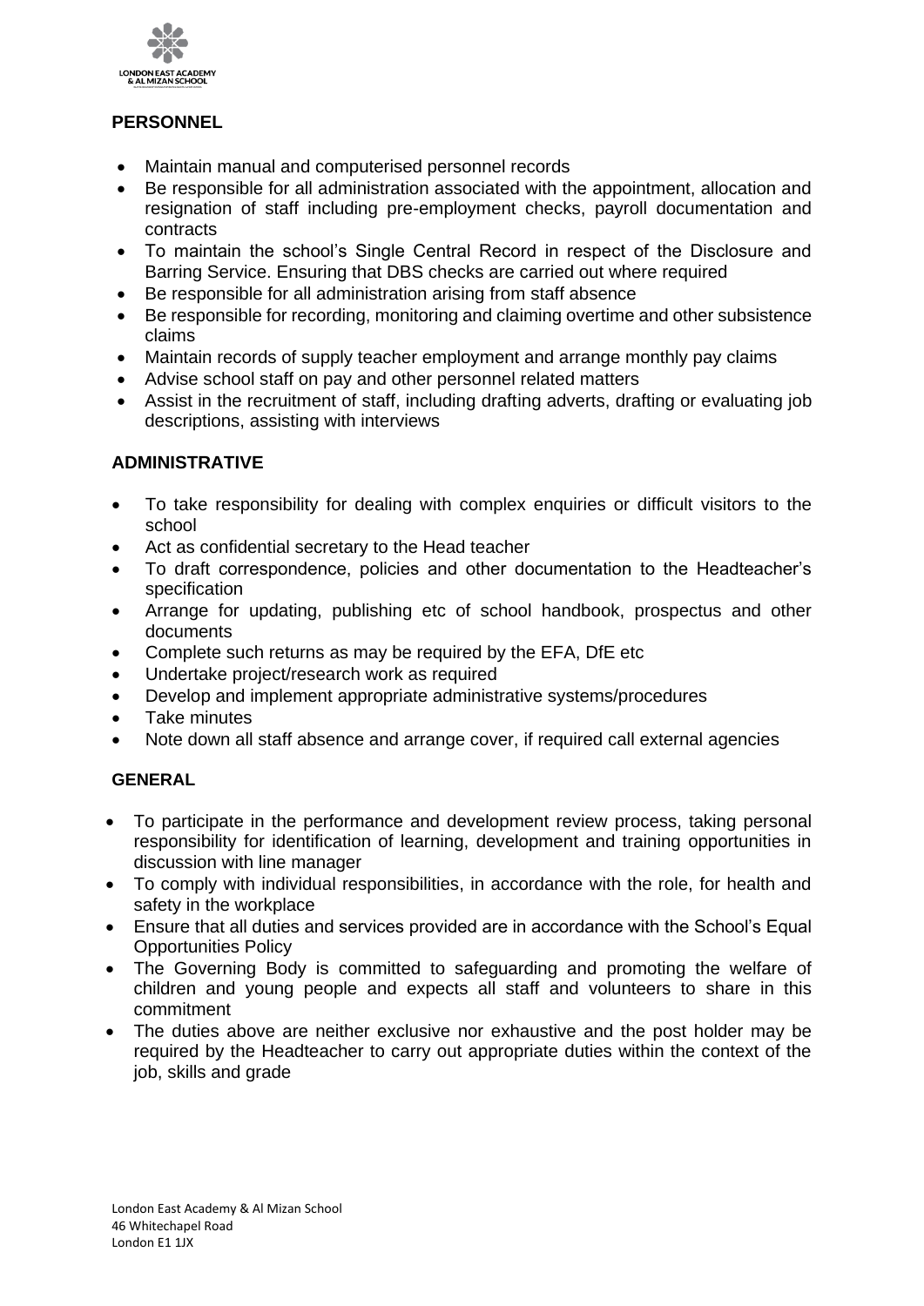## PERSONNEL

- Maintain manual and computerised personnel records
- Be responsible for all administration associated with the appointment, allocation and resignation of staff including pre-employment checks, payroll documentation and contracts
- To maintain the school's Single Central Record in respect of the Disclosure and Barring Service. Ensuring that DBS checks are carried out where required
- Be responsible for all administration arising from staff absence
- Be responsible for recording, monitoring and claiming overtime and other subsistence claims
- Maintain records of supply teacher employment and arrange monthly pay claims
- Advise school staff on pay and other personnel related matters
- Assist in the recruitment of staff, including drafting adverts, drafting or evaluating job descriptions, assisting with interviews

## ADMINISTRATIVE

- To take responsibility for dealing with complex enquiries or difficult visitors to the school
- Act as confidential secretary to the Head teacher
- To draft correspondence, policies and other documentation to the Headteacher's specification
- Arrange for updating, publishing etc of school handbook, prospectus and other documents
- Complete such returns as may be required by the EFA, DfE etc
- Undertake project/research work as required
- Develop and implement appropriate administrative systems/procedures
- Take minutes
- Note down all staff absence and arrange cover, if required call external agencies

## GENERAL

- To participate in the performance and development review process, taking personal responsibility for identification of learning, development and training opportunities in discussion with line manager
- To comply with individual responsibilities, in accordance with the role, for health and safety in the workplace
- Ensure that all duties and services provided are in accordance with the School's Equal Opportunities Policy
- The Governing Body is committed to safeguarding and promoting the welfare of children and young people and expects all staff and volunteers to share in this commitment
- The duties above are neither exclusive nor exhaustive and the post holder may be required by the Headteacher to carry out appropriate duties within the context of the job, skills and grade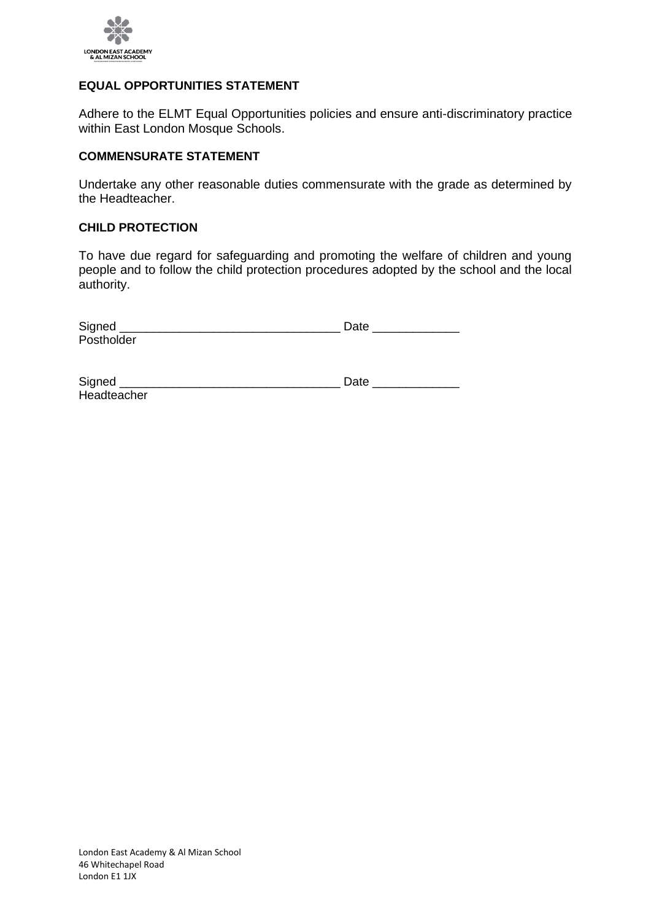## EQUAL OPPORTUNITIES STATEMENT

Adhere to the ELMT Equal Opportunities policies and ensure anti-discriminatory practice within East London Mosque Schools.

## COMMENSURATE STATEMENT

Undertake any other reasonable duties commensurate with the grade as determined by the Headteacher.

## CHILD PROTECTION

To have due regard for safeguarding and promoting the welfare of children and young people and to follow the child protection procedures adopted by the school and the local authority.

Signed _________________________________ Date _____________
Postholder

Signed _________________________________ Date _____________
Headteacher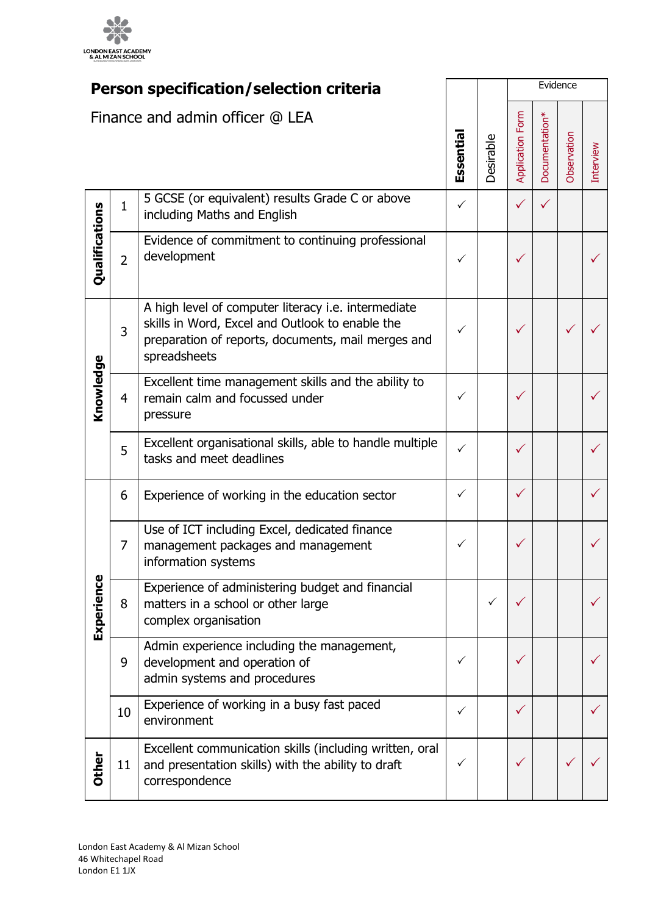LONDON EAST ACADEMY & AL MIZAN SCHOOL

## Person specification/selection criteria

Finance and admin officer @ LEA

| | | | | | Evidence | | | |
|---|---|---|---|---|---|---|---|---|
| | | | Essential | Desirable | Application Form | Documentation* | Observation | Interview |
| Qualifications | 1 | 5 GCSE (or equivalent) results Grade C or above including Maths and English | ✓ | | ✓ | ✓ | | |
| | 2 | Evidence of commitment to continuing professional development | ✓ | | ✓ | | | ✓ |
| Knowledge | 3 | A high level of computer literacy i.e. intermediate skills in Word, Excel and Outlook to enable the preparation of reports, documents, mail merges and spreadsheets | ✓ | | ✓ | | ✓ | ✓ |
| | 4 | Excellent time management skills and the ability to remain calm and focussed under pressure | ✓ | | ✓ | | | ✓ |
| | 5 | Excellent organisational skills, able to handle multiple tasks and meet deadlines | ✓ | | ✓ | | | ✓ |
| Experience | 6 | Experience of working in the education sector | ✓ | | ✓ | | | ✓ |
| | 7 | Use of ICT including Excel, dedicated finance management packages and management information systems | ✓ | | ✓ | | | ✓ |
| | 8 | Experience of administering budget and financial matters in a school or other large complex organisation | | ✓ | ✓ | | | ✓ |
| | 9 | Admin experience including the management, development and operation of admin systems and procedures | ✓ | | ✓ | | | ✓ |
| | 10 | Experience of working in a busy fast paced environment | ✓ | | ✓ | | | ✓ |
| Other | 11 | Excellent communication skills (including written, oral and presentation skills) with the ability to draft correspondence | ✓ | | ✓ | | ✓ | ✓ |

London East Academy & Al Mizan School
46 Whitechapel Road
London E1 1JX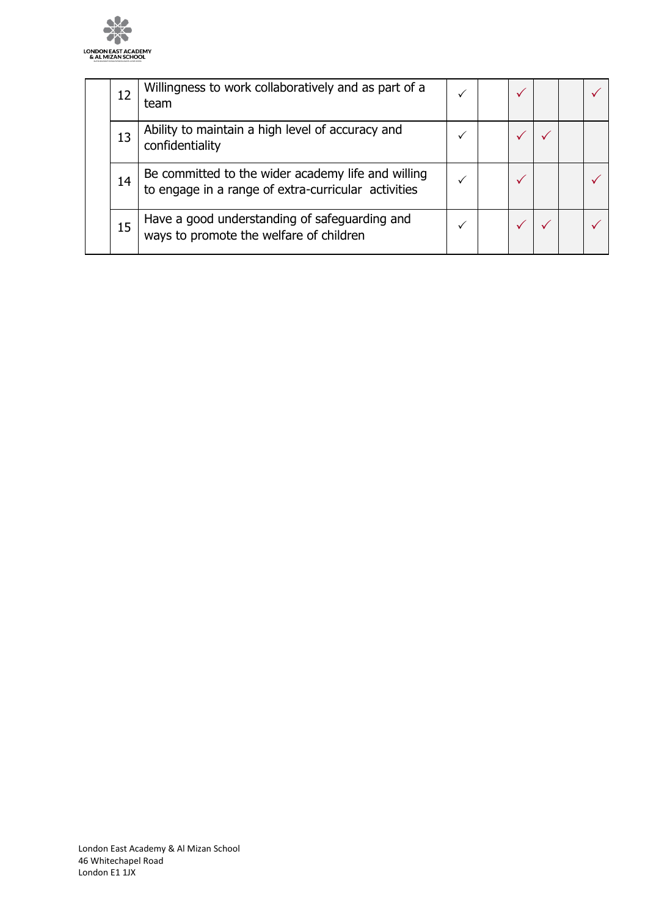| | | | | | | | | |
|---|---|---|---|---|---|---|---|---|
| | 12 | Willingness to work collaboratively and as part of a team | ✓ | | ✓ | | | ✓ |
| | 13 | Ability to maintain a high level of accuracy and confidentiality | ✓ | | ✓ | ✓ | | |
| | 14 | Be committed to the wider academy life and willing to engage in a range of extra-curricular activities | ✓ | | ✓ | | | ✓ |
| | 15 | Have a good understanding of safeguarding and ways to promote the welfare of children | ✓ | | ✓ | ✓ | | ✓ |